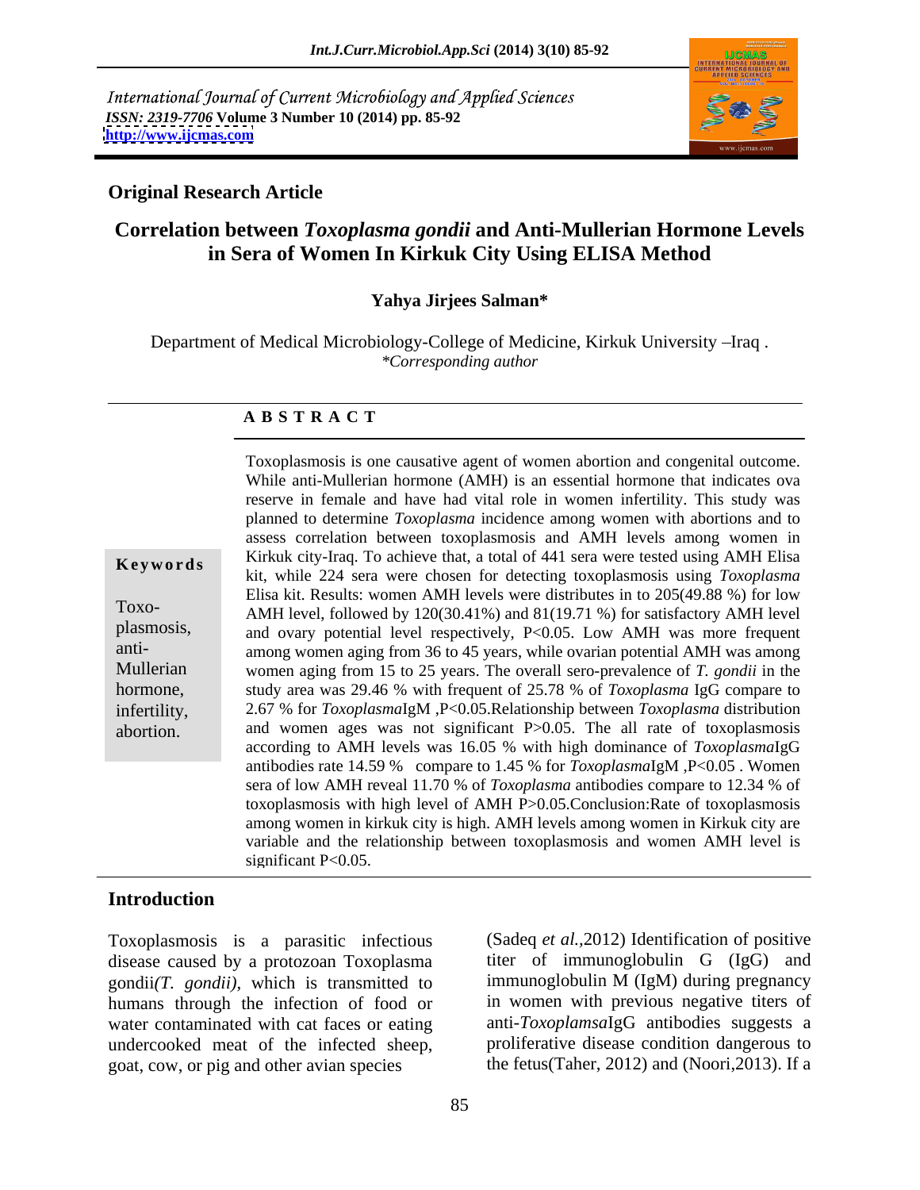International Journal of Current Microbiology and Applied Sciences
*ISSN: 2319-7706* **Volume 3 Number 10 (2014) pp. 85-92**
**http://www.ijcmas.com**

**Original Research Article**

# Correlation between *Toxoplasma gondii* and Anti-Mullerian Hormone Levels in Sera of Women In Kirkuk City Using ELISA Method

**Yahya Jirjees Salman***

Department of Medical Microbiology-College of Medicine, Kirkuk University –Iraq .
*\*Corresponding author*

## ABSTRACT

**Keywords**

Toxoplasmosis, anti-Mullerian hormone, infertility, abortion.

Toxoplasmosis is one causative agent of women abortion and congenital outcome. While anti-Mullerian hormone (AMH) is an essential hormone that indicates ova reserve in female and have had vital role in women infertility. This study was planned to determine *Toxoplasma* incidence among women with abortions and to assess correlation between toxoplasmosis and AMH levels among women in Kirkuk city-Iraq. To achieve that, a total of 441 sera were tested using AMH Elisa kit, while 224 sera were chosen for detecting toxoplasmosis using *Toxoplasma* Elisa kit. Results: women AMH levels were distributes in to 205(49.88 %) for low AMH level, followed by 120(30.41%) and 81(19.71 %) for satisfactory AMH level and ovary potential level respectively, $P<0.05$. Low AMH was more frequent among women aging from 36 to 45 years, while ovarian potential AMH was among women aging from 15 to 25 years. The overall sero-prevalence of *T. gondii* in the study area was 29.46 % with frequent of 25.78 % of *Toxoplasma* IgG compare to 2.67 % for *Toxoplasma*IgM ,$P<0.05$.Relationship between *Toxoplasma* distribution and women ages was not significant $P>0.05$. The all rate of toxoplasmosis according to AMH levels was 16.05 % with high dominance of *Toxoplasma*IgG antibodies rate 14.59 % compare to 1.45 % for *Toxoplasma*IgM ,$P<0.05$ . Women sera of low AMH reveal 11.70 % of *Toxoplasma* antibodies compare to 12.34 % of toxoplasmosis with high level of AMH $P>0.05$.Conclusion:Rate of toxoplasmosis among women in kirkuk city is high. AMH levels among women in Kirkuk city are variable and the relationship between toxoplasmosis and women AMH level is significant $P<0.05$.

## Introduction

Toxoplasmosis is a parasitic infectious disease caused by a protozoan Toxoplasma gondii*(T. gondii)*, which is transmitted to humans through the infection of food or water contaminated with cat faces or eating undercooked meat of the infected sheep, goat, cow, or pig and other avian species (Sadeq *et al.,*2012) Identification of positive titer of immunoglobulin G (IgG) and immunoglobulin M (IgM) during pregnancy in women with previous negative titers of anti-*Toxoplamsa*IgG antibodies suggests a proliferative disease condition dangerous to the fetus(Taher, 2012) and (Noori,2013). If a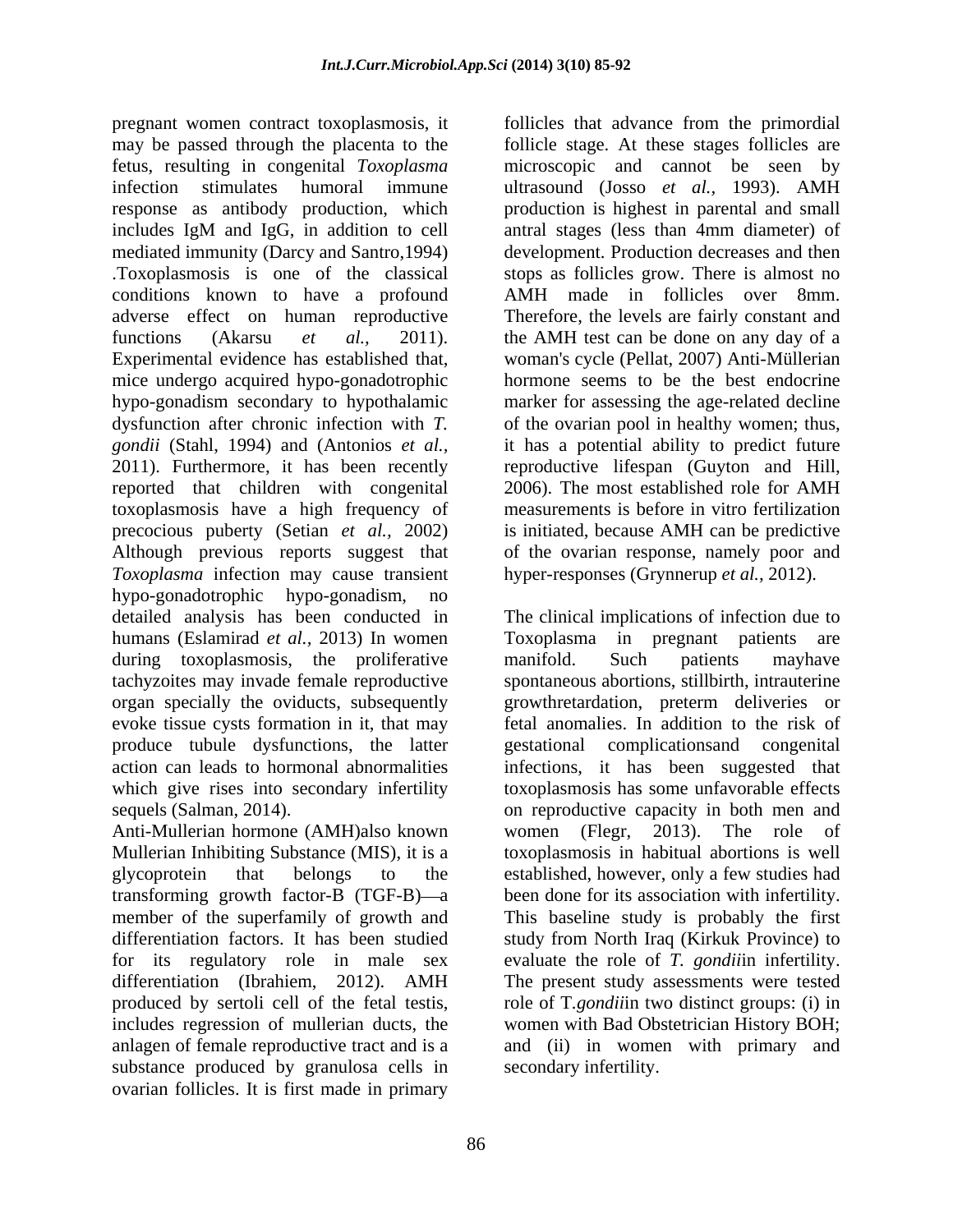pregnant women contract toxoplasmosis, it may be passed through the placenta to the fetus, resulting in congenital *Toxoplasma* infection stimulates humoral immune response as antibody production, which includes IgM and IgG, in addition to cell mediated immunity (Darcy and Santro,1994) .Toxoplasmosis is one of the classical conditions known to have a profound adverse effect on human reproductive functions (Akarsu *et al.,* 2011). Experimental evidence has established that, mice undergo acquired hypo-gonadotrophic hypo-gonadism secondary to hypothalamic dysfunction after chronic infection with *T. gondii* (Stahl, 1994) and (Antonios *et al.,* 2011). Furthermore, it has been recently reported that children with congenital toxoplasmosis have a high frequency of precocious puberty (Setian *et al.,* 2002) Although previous reports suggest that *Toxoplasma* infection may cause transient hypo-gonadotrophic hypo-gonadism, no detailed analysis has been conducted in humans (Eslamirad *et al.,* 2013) In women during toxoplasmosis, the proliferative tachyzoites may invade female reproductive organ specially the oviducts, subsequently evoke tissue cysts formation in it, that may produce tubule dysfunctions, the latter action can leads to hormonal abnormalities which give rises into secondary infertility sequels (Salman, 2014).

Anti-Mullerian hormone (AMH)also known Mullerian Inhibiting Substance (MIS), it is a glycoprotein that belongs to the transforming growth factor-B (TGF-B)—a member of the superfamily of growth and differentiation factors. It has been studied for its regulatory role in male sex differentiation (Ibrahiem, 2012). AMH produced by sertoli cell of the fetal testis, includes regression of mullerian ducts, the anlagen of female reproductive tract and is a substance produced by granulosa cells in ovarian follicles. It is first made in primary follicles that advance from the primordial follicle stage. At these stages follicles are microscopic and cannot be seen by ultrasound (Josso *et al.,* 1993). AMH production is highest in parental and small antral stages (less than 4mm diameter) of development. Production decreases and then stops as follicles grow. There is almost no AMH made in follicles over 8mm. Therefore, the levels are fairly constant and the AMH test can be done on any day of a woman's cycle (Pellat, 2007) Anti-Müllerian hormone seems to be the best endocrine marker for assessing the age-related decline of the ovarian pool in healthy women; thus, it has a potential ability to predict future reproductive lifespan (Guyton and Hill, 2006). The most established role for AMH measurements is before in vitro fertilization is initiated, because AMH can be predictive of the ovarian response, namely poor and hyper-responses (Grynnerup *et al.,* 2012).

The clinical implications of infection due to Toxoplasma in pregnant patients are manifold. Such patients mayhave spontaneous abortions, stillbirth, intrauterine growthretardation, preterm deliveries or fetal anomalies. In addition to the risk of gestational complicationsand congenital infections, it has been suggested that toxoplasmosis has some unfavorable effects on reproductive capacity in both men and women (Flegr, 2013). The role of toxoplasmosis in habitual abortions is well established, however, only a few studies had been done for its association with infertility. This baseline study is probably the first study from North Iraq (Kirkuk Province) to evaluate the role of *T. gondii*in infertility. The present study assessments were tested role of T.*gondii*in two distinct groups: (i) in women with Bad Obstetrician History BOH; and (ii) in women with primary and secondary infertility.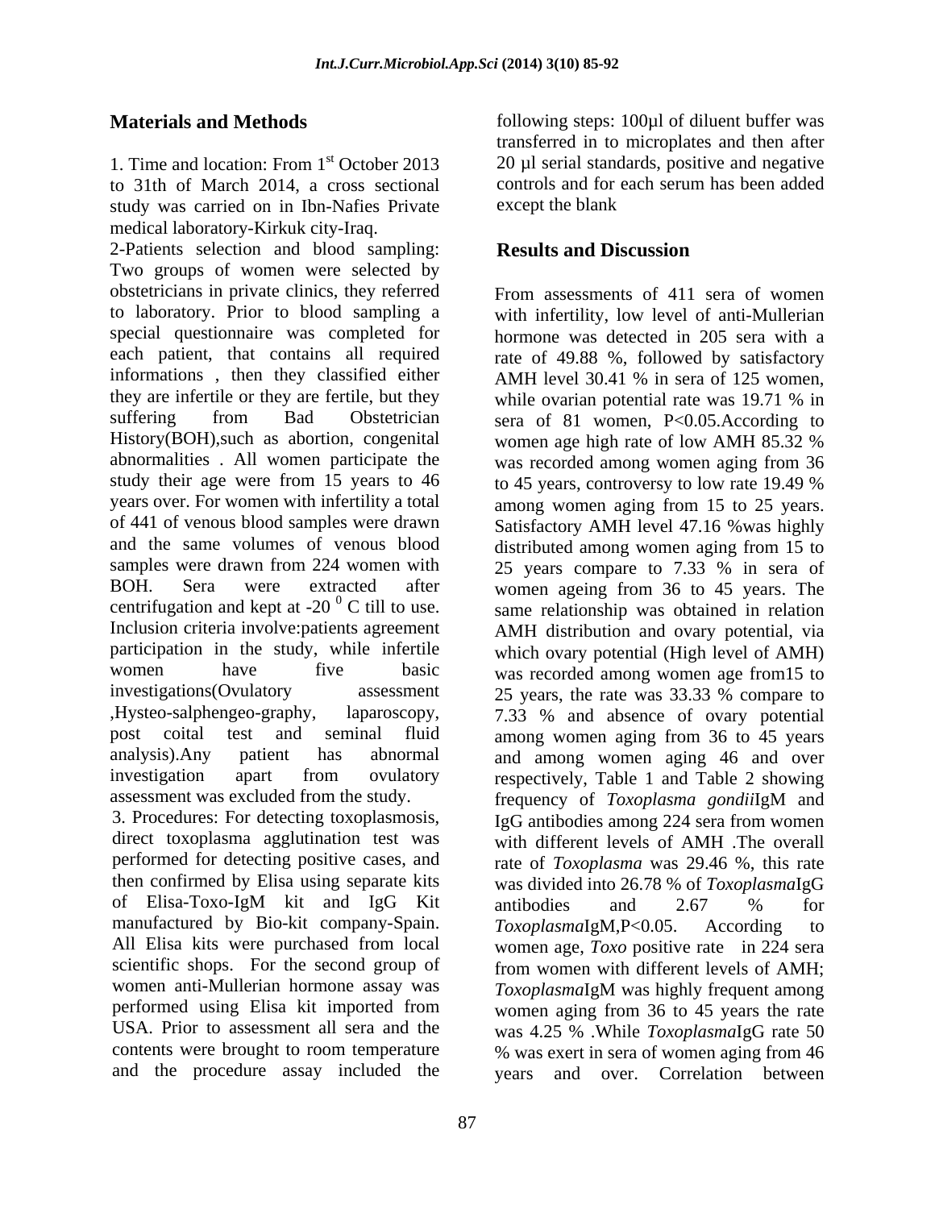## Materials and Methods

1. Time and location: From 1st October 2013 to 31th of March 2014, a cross sectional study was carried on in Ibn-Nafies Private medical laboratory-Kirkuk city-Iraq.

2-Patients selection and blood sampling: Two groups of women were selected by obstetricians in private clinics, they referred to laboratory. Prior to blood sampling a special questionnaire was completed for each patient, that contains all required informations , then they classified either they are infertile or they are fertile, but they suffering from Bad Obstetrician History(BOH),such as abortion, congenital abnormalities . All women participate the study their age were from 15 years to 46 years over. For women with infertility a total of 441 of venous blood samples were drawn and the same volumes of venous blood samples were drawn from 224 women with BOH. Sera were extracted after centrifugation and kept at -20 $^{0}$ C till to use. Inclusion criteria involve:patients agreement participation in the study, while infertile women have five basic investigations(Ovulatory assessment ,Hysteo-salphengeo-graphy, laparoscopy, post coital test and seminal fluid analysis).Any patient has abnormal investigation apart from ovulatory assessment was excluded from the study.

3. Procedures: For detecting toxoplasmosis, direct toxoplasma agglutination test was performed for detecting positive cases, and then confirmed by Elisa using separate kits of Elisa-Toxo-IgM kit and IgG Kit manufactured by Bio-kit company-Spain. All Elisa kits were purchased from local scientific shops. For the second group of women anti-Mullerian hormone assay was performed using Elisa kit imported from USA. Prior to assessment all sera and the contents were brought to room temperature and the procedure assay included the following steps: 100µl of diluent buffer was transferred in to microplates and then after 20 µl serial standards, positive and negative controls and for each serum has been added except the blank

## Results and Discussion

From assessments of 411 sera of women with infertility, low level of anti-Mullerian hormone was detected in 205 sera with a rate of 49.88 %, followed by satisfactory AMH level 30.41 % in sera of 125 women, while ovarian potential rate was 19.71 % in sera of 81 women, P<0.05.According to women age high rate of low AMH 85.32 % was recorded among women aging from 36 to 45 years, controversy to low rate 19.49 % among women aging from 15 to 25 years. Satisfactory AMH level 47.16 %was highly distributed among women aging from 15 to 25 years compare to 7.33 % in sera of women ageing from 36 to 45 years. The same relationship was obtained in relation AMH distribution and ovary potential, via which ovary potential (High level of AMH) was recorded among women age from15 to 25 years, the rate was 33.33 % compare to 7.33 % and absence of ovary potential among women aging from 36 to 45 years and among women aging 46 and over respectively, Table 1 and Table 2 showing frequency of *Toxoplasma gondii*IgM and IgG antibodies among 224 sera from women with different levels of AMH .The overall rate of *Toxoplasma* was 29.46 %, this rate was divided into 26.78 % of *Toxoplasma*IgG antibodies and 2.67 % for *Toxoplasma*IgM,P<0.05. According to women age, *Toxo* positive rate in 224 sera from women with different levels of AMH; *Toxoplasma*IgM was highly frequent among women aging from 36 to 45 years the rate was 4.25 % .While *Toxoplasma*IgG rate 50 % was exert in sera of women aging from 46 years and over. Correlation between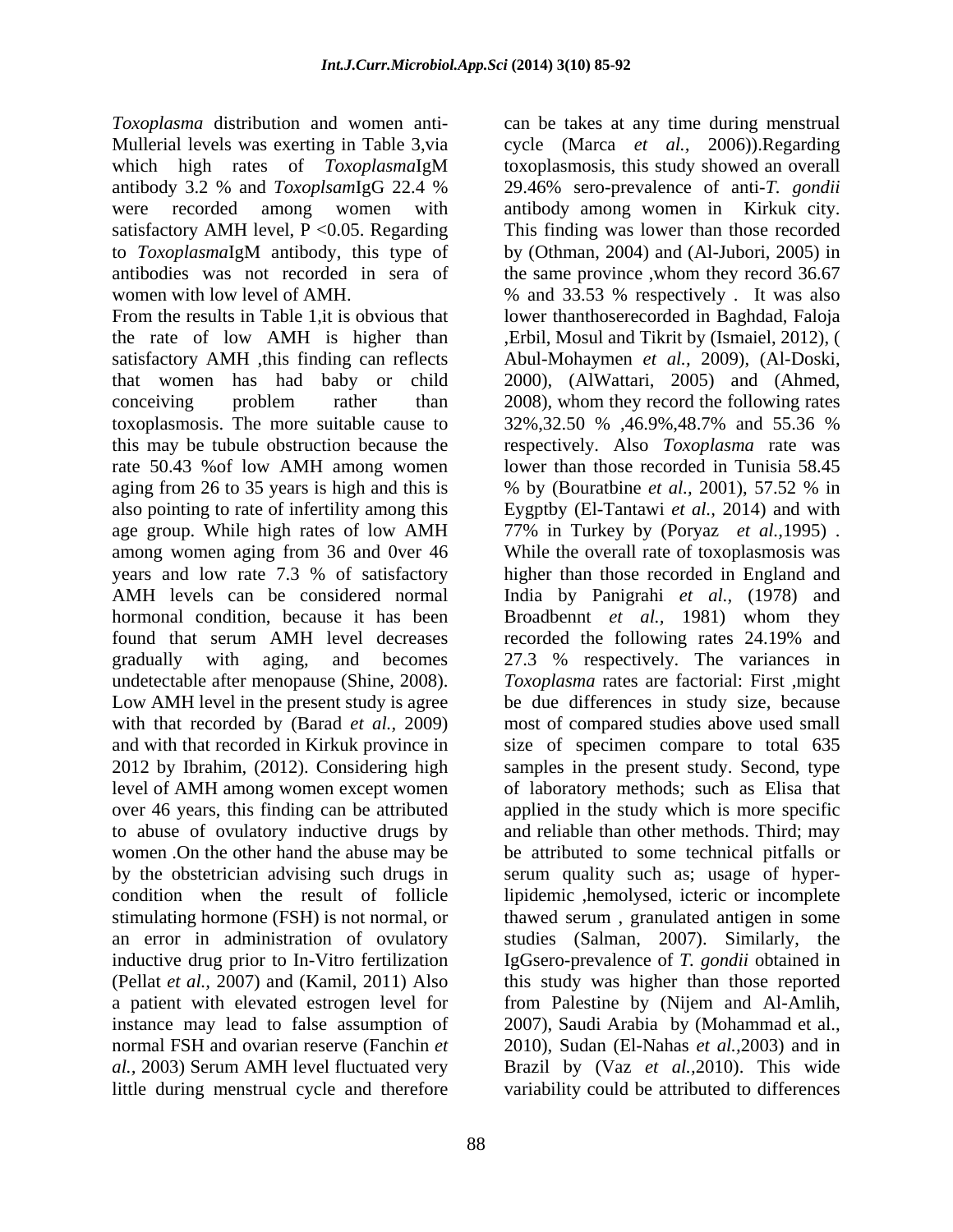*Toxoplasma* distribution and women anti-Mullerial levels was exerting in Table 3,via which high rates of *Toxoplasma*IgM antibody 3.2 % and *Toxoplsam*IgG 22.4 % were recorded among women with satisfactory AMH level, P <0.05. Regarding to *Toxoplasma*IgM antibody, this type of antibodies was not recorded in sera of women with low level of AMH.

From the results in Table 1,it is obvious that the rate of low AMH is higher than satisfactory AMH ,this finding can reflects that women has had baby or child conceiving problem rather than toxoplasmosis. The more suitable cause to this may be tubule obstruction because the rate 50.43 %of low AMH among women aging from 26 to 35 years is high and this is also pointing to rate of infertility among this age group. While high rates of low AMH among women aging from 36 and 0ver 46 years and low rate 7.3 % of satisfactory AMH levels can be considered normal hormonal condition, because it has been found that serum AMH level decreases gradually with aging, and becomes undetectable after menopause (Shine, 2008). Low AMH level in the present study is agree with that recorded by (Barad *et al.,* 2009) and with that recorded in Kirkuk province in 2012 by Ibrahim, (2012). Considering high level of AMH among women except women over 46 years, this finding can be attributed to abuse of ovulatory inductive drugs by women .On the other hand the abuse may be by the obstetrician advising such drugs in condition when the result of follicle stimulating hormone (FSH) is not normal, or an error in administration of ovulatory inductive drug prior to In-Vitro fertilization (Pellat *et al.,* 2007) and (Kamil, 2011) Also a patient with elevated estrogen level for instance may lead to false assumption of normal FSH and ovarian reserve (Fanchin *et al.,* 2003) Serum AMH level fluctuated very little during menstrual cycle and therefore can be takes at any time during menstrual cycle (Marca *et al.,* 2006)).Regarding toxoplasmosis, this study showed an overall 29.46% sero-prevalence of anti-*T. gondii* antibody among women in Kirkuk city. This finding was lower than those recorded by (Othman, 2004) and (Al-Jubori, 2005) in the same province ,whom they record 36.67 % and 33.53 % respectively . It was also lower thanthoserecorded in Baghdad, Faloja ,Erbil, Mosul and Tikrit by (Ismaiel, 2012), ( Abul-Mohaymen *et al.,* 2009), (Al-Doski, 2000), (AlWattari, 2005) and (Ahmed, 2008), whom they record the following rates 32%,32.50 % ,46.9%,48.7% and 55.36 % respectively. Also *Toxoplasma* rate was lower than those recorded in Tunisia 58.45 % by (Bouratbine *et al.,* 2001), 57.52 % in Eygptby (El-Tantawi *et al.,* 2014) and with 77% in Turkey by (Poryaz *et al.,*1995) . While the overall rate of toxoplasmosis was higher than those recorded in England and India by Panigrahi *et al.,* (1978) and Broadbennt *et al.,* 1981) whom they recorded the following rates 24.19% and 27.3 % respectively. The variances in *Toxoplasma* rates are factorial: First ,might be due differences in study size, because most of compared studies above used small size of specimen compare to total 635 samples in the present study. Second, type of laboratory methods; such as Elisa that applied in the study which is more specific and reliable than other methods. Third; may be attributed to some technical pitfalls or serum quality such as; usage of hyper-lipidemic ,hemolysed, icteric or incomplete thawed serum , granulated antigen in some studies (Salman, 2007). Similarly, the IgGsero-prevalence of *T. gondii* obtained in this study was higher than those reported from Palestine by (Nijem and Al-Amlih, 2007), Saudi Arabia by (Mohammad et al., 2010), Sudan (El-Nahas *et al.,*2003) and in Brazil by (Vaz *et al.,*2010). This wide variability could be attributed to differences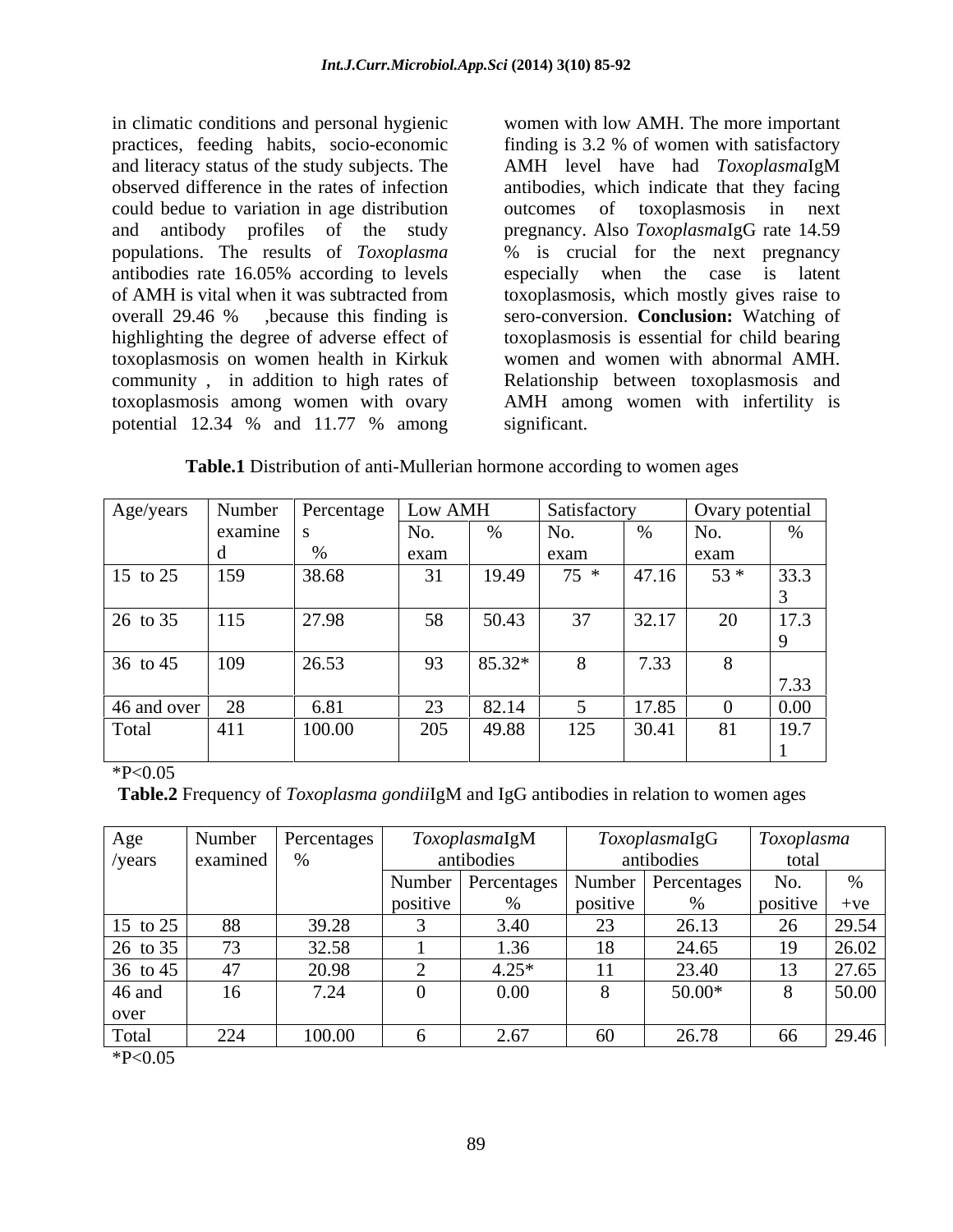in climatic conditions and personal hygienic practices, feeding habits, socio-economic and literacy status of the study subjects. The observed difference in the rates of infection could bedue to variation in age distribution and antibody profiles of the study populations. The results of *Toxoplasma* antibodies rate 16.05% according to levels of AMH is vital when it was subtracted from overall 29.46 % ,because this finding is highlighting the degree of adverse effect of toxoplasmosis on women health in Kirkuk community , in addition to high rates of toxoplasmosis among women with ovary potential 12.34 % and 11.77 % among women with low AMH. The more important finding is 3.2 % of women with satisfactory AMH level have had *Toxoplasma*IgM antibodies, which indicate that they facing outcomes of toxoplasmosis in next pregnancy. Also *Toxoplasma*IgG rate 14.59 % is crucial for the next pregnancy especially when the case is latent toxoplasmosis, which mostly gives raise to sero-conversion. **Conclusion:** Watching of toxoplasmosis is essential for child bearing women and women with abnormal AMH. Relationship between toxoplasmosis and AMH among women with infertility is significant.

**Table.1** Distribution of anti-Mullerian hormone according to women ages

| Age/years | Number examined | Percentages % | Low AMH | | Satisfactory | | Ovary potential | |
|---|---|---|---|---|---|---|---|---|
| | | | No. exam | % | No. exam | % | No. exam | % |
| 15 to 25 | 159 | 38.68 | 31 | 19.49 | 75 * | 47.16 | 53 * | 33.33 |
| 26 to 35 | 115 | 27.98 | 58 | 50.43 | 37 | 32.17 | 20 | 17.39 |
| 36 to 45 | 109 | 26.53 | 93 | 85.32* | 8 | 7.33 | 8 | 7.33 |
| 46 and over | 28 | 6.81 | 23 | 82.14 | 5 | 17.85 | 0 | 0.00 |
| Total | 411 | 100.00 | 205 | 49.88 | 125 | 30.41 | 81 | 19.71 |

*P<0.05

**Table.2** Frequency of *Toxoplasma gondii*IgM and IgG antibodies in relation to women ages

| Age /years | Number examined | Percentages % | *Toxoplasma*IgM antibodies | | *Toxoplasma*IgG antibodies | | *Toxoplasma* total | |
|---|---|---|---|---|---|---|---|---|
| | | | Number positive | Percentages % | Number positive | Percentages % | No. positive | % +ve |
| 15 to 25 | 88 | 39.28 | 3 | 3.40 | 23 | 26.13 | 26 | 29.54 |
| 26 to 35 | 73 | 32.58 | 1 | 1.36 | 18 | 24.65 | 19 | 26.02 |
| 36 to 45 | 47 | 20.98 | 2 | 4.25* | 11 | 23.40 | 13 | 27.65 |
| 46 and over | 16 | 7.24 | 0 | 0.00 | 8 | 50.00* | 8 | 50.00 |
| Total | 224 | 100.00 | 6 | 2.67 | 60 | 26.78 | 66 | 29.46 |

*P<0.05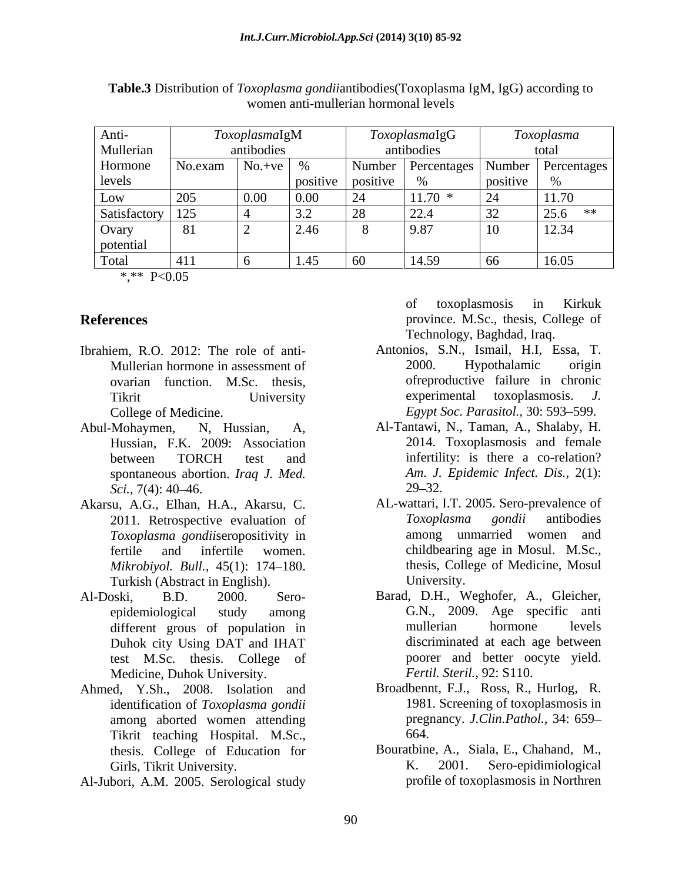**Table.3** Distribution of *Toxoplasma gondii*antibodies(Toxoplasma IgM, IgG) according to women anti-mullerian hormonal levels

| Anti-Mullerian Hormone levels | *Toxoplasma*IgM antibodies | | | *Toxoplasma*IgG antibodies | | *Toxoplasma* total | |
|---|---|---|---|---|---|---|---|
| | No.exam | No.+ve | % positive | Number positive | Percentages % | Number positive | Percentages % |
| Low | 205 | 0.00 | 0.00 | 24 | 11.70 * | 24 | 11.70 |
| Satisfactory | 125 | 4 | 3.2 | 28 | 22.4 | 32 | 25.6 ** |
| Ovary potential | 81 | 2 | 2.46 | 8 | 9.87 | 10 | 12.34 |
| Total | 411 | 6 | 1.45 | 60 | 14.59 | 66 | 16.05 |

*,** P<0.05

## References

Ibrahiem, R.O. 2012: The role of anti-Mullerian hormone in assessment of ovarian function. M.Sc. thesis, Tikrit University College of Medicine.

Abul-Mohaymen, N, Hussian, A, Hussian, F.K. 2009: Association between TORCH test and spontaneous abortion. *Iraq J. Med. Sci.*, 7(4): 40–46.

Akarsu, A.G., Elhan, H.A., Akarsu, C. 2011. Retrospective evaluation of *Toxoplasma gondii*seropositivity in fertile and infertile women. *Mikrobiyol. Bull.*, 45(1): 174–180. Turkish (Abstract in English).

Al-Doski, B.D. 2000. Sero-epidemiological study among different grous of population in Duhok city Using DAT and IHAT test M.Sc. thesis. College of Medicine, Duhok University.

Ahmed, Y.Sh., 2008. Isolation and identification of *Toxoplasma gondii* among aborted women attending Tikrit teaching Hospital. M.Sc., thesis. College of Education for Girls, Tikrit University.

Al-Jubori, A.M. 2005. Serological study of toxoplasmosis in Kirkuk province. M.Sc., thesis, College of Technology, Baghdad, Iraq.

Antonios, S.N., Ismail, H.I, Essa, T. 2000. Hypothalamic origin ofreproductive failure in chronic experimental toxoplasmosis. *J. Egypt Soc. Parasitol.*, 30: 593–599.

Al-Tantawi, N., Taman, A., Shalaby, H. 2014. Toxoplasmosis and female infertility: is there a co-relation? *Am. J. Epidemic Infect. Dis.*, 2(1): 29–32.

AL-wattari, I.T. 2005. Sero-prevalence of *Toxoplasma gondii* antibodies among unmarried women and childbearing age in Mosul. M.Sc., thesis, College of Medicine, Mosul University.

Barad, D.H., Weghofer, A., Gleicher, G.N., 2009. Age specific anti mullerian hormone levels discriminated at each age between poorer and better oocyte yield. *Fertil. Steril.*, 92: S110.

Broadbennt, F.J., Ross, R., Hurlog, R. 1981. Screening of toxoplasmosis in pregnancy. *J.Clin.Pathol.*, 34: 659–664.

Bouratbine, A., Siala, E., Chahand, M., K. 2001. Sero-epidimiological profile of toxoplasmosis in Northren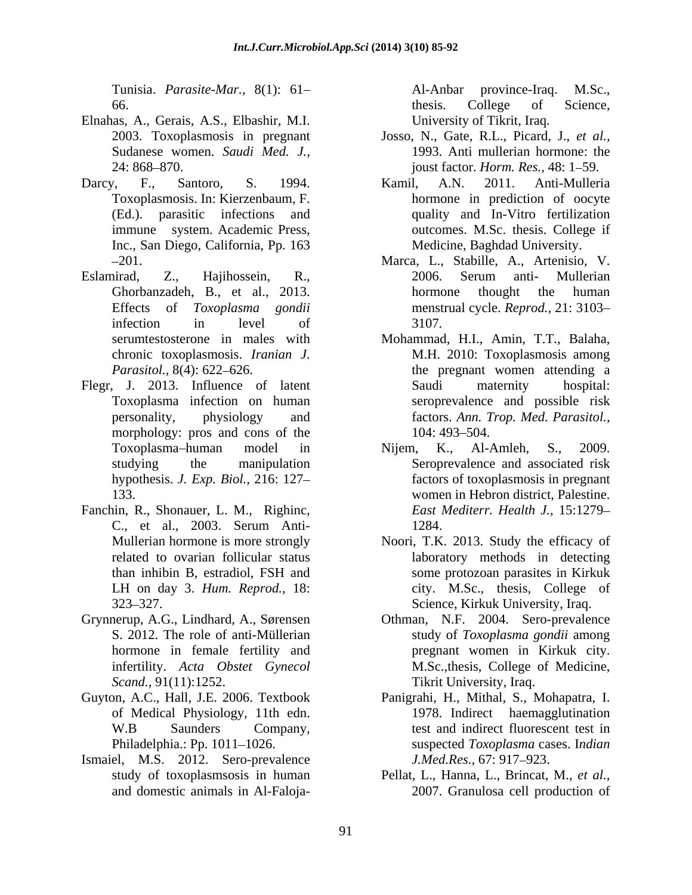Tunisia. *Parasite-Mar.,* 8(1): 61–66.

Elnahas, A., Gerais, A.S., Elbashir, M.I. 2003. Toxoplasmosis in pregnant Sudanese women. *Saudi Med. J.,* 24: 868–870.

Darcy, F., Santoro, S. 1994. Toxoplasmosis. In: Kierzenbaum, F. (Ed.). parasitic infections and immune system. Academic Press, Inc., San Diego, California, Pp. 163–201.

Eslamirad, Z., Hajihossein, R., Ghorbanzadeh, B., et al., 2013. Effects of *Toxoplasma gondii* infection in level of serumtestosterone in males with chronic toxoplasmosis. *Iranian J. Parasitol.,* 8(4): 622–626.

Flegr, J. 2013. Influence of latent Toxoplasma infection on human personality, physiology and morphology: pros and cons of the Toxoplasma–human model in studying the manipulation hypothesis. *J. Exp. Biol.,* 216: 127–133.

Fanchin, R., Shonauer, L. M., Righinc, C., et al., 2003. Serum Anti-Mullerian hormone is more strongly related to ovarian follicular status than inhibin B, estradiol, FSH and LH on day 3. *Hum. Reprod.,* 18: 323–327.

Grynnerup, A.G., Lindhard, A., Sørensen S. 2012. The role of anti-Müllerian hormone in female fertility and infertility. *Acta Obstet Gynecol Scand.,* 91(11):1252.

Guyton, A.C., Hall, J.E. 2006. Textbook of Medical Physiology, 11th edn. W.B Saunders Company, Philadelphia.: Pp. 1011–1026.

Ismaiel, M.S. 2012. Sero-prevalence study of toxoplasmsosis in human and domestic animals in Al-Faloja-Al-Anbar province-Iraq. M.Sc., thesis. College of Science, University of Tikrit, Iraq.

Josso, N., Gate, R.L., Picard, J., *et al.,* 1993. Anti mullerian hormone: the joust factor. *Horm. Res.,* 48: 1–59.

Kamil, A.N. 2011. Anti-Mulleria hormone in prediction of oocyte quality and In-Vitro fertilization outcomes. M.Sc. thesis. College if Medicine, Baghdad University.

Marca, L., Stabille, A., Artenisio, V. 2006. Serum anti- Mullerian hormone thought the human menstrual cycle. *Reprod.,* 21: 3103–3107.

Mohammad, H.I., Amin, T.T., Balaha, M.H. 2010: Toxoplasmosis among the pregnant women attending a Saudi maternity hospital: seroprevalence and possible risk factors. *Ann. Trop. Med. Parasitol.,* 104: 493–504.

Nijem, K., Al-Amleh, S., 2009. Seroprevalence and associated risk factors of toxoplasmosis in pregnant women in Hebron district, Palestine. *East Mediterr. Health J.,* 15:1279–1284.

Noori, T.K. 2013. Study the efficacy of laboratory methods in detecting some protozoan parasites in Kirkuk city. M.Sc., thesis, College of Science, Kirkuk University, Iraq.

Othman, N.F. 2004. Sero-prevalence study of *Toxoplasma gondii* among pregnant women in Kirkuk city. M.Sc.,thesis, College of Medicine, Tikrit University, Iraq.

Panigrahi, H., Mithal, S., Mohapatra, I. 1978. Indirect haemagglutination test and indirect fluorescent test in suspected *Toxoplasma* cases. I*ndian J.Med.Res.,* 67: 917–923.

Pellat, L., Hanna, L., Brincat, M., *et al.,* 2007. Granulosa cell production of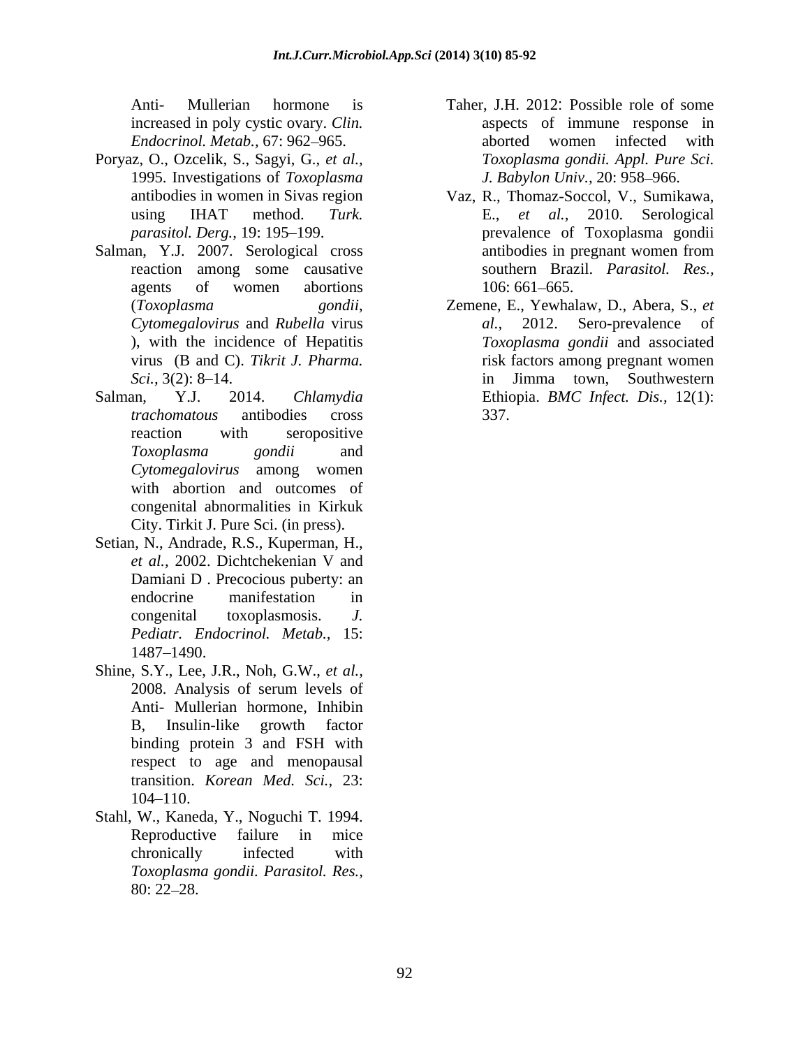Anti- Mullerian hormone is increased in poly cystic ovary. *Clin. Endocrinol. Metab.,* 67: 962–965.

Poryaz, O., Ozcelik, S., Sagyi, G., *et al.,* 1995. Investigations of *Toxoplasma* antibodies in women in Sivas region using IHAT method. *Turk. parasitol. Derg.,* 19: 195–199.

Salman, Y.J. 2007. Serological cross reaction among some causative agents of women abortions (*Toxoplasma gondii*, *Cytomegalovirus* and *Rubella* virus ), with the incidence of Hepatitis virus (B and C). *Tikrit J. Pharma. Sci.,* 3(2): 8–14.

Salman, Y.J. 2014. *Chlamydia trachomatous* antibodies cross reaction with seropositive *Toxoplasma gondii* and *Cytomegalovirus* among women with abortion and outcomes of congenital abnormalities in Kirkuk City. Tirkit J. Pure Sci. (in press).

Setian, N., Andrade, R.S., Kuperman, H., *et al.,* 2002. Dichtchekenian V and Damiani D . Precocious puberty: an endocrine manifestation in congenital toxoplasmosis. *J. Pediatr. Endocrinol. Metab.,* 15: 1487–1490.

Shine, S.Y., Lee, J.R., Noh, G.W., *et al.,* 2008. Analysis of serum levels of Anti- Mullerian hormone, Inhibin B, Insulin-like growth factor binding protein 3 and FSH with respect to age and menopausal transition. *Korean Med. Sci.,* 23: 104–110.

Stahl, W., Kaneda, Y., Noguchi T. 1994. Reproductive failure in mice chronically infected with *Toxoplasma gondii. Parasitol. Res.,* 80: 22–28.

Taher, J.H. 2012: Possible role of some aspects of immune response in aborted women infected with *Toxoplasma gondii. Appl. Pure Sci. J. Babylon Univ.,* 20: 958–966.

Vaz, R., Thomaz-Soccol, V., Sumikawa, E., *et al.,* 2010. Serological prevalence of Toxoplasma gondii antibodies in pregnant women from southern Brazil. *Parasitol. Res.,* 106: 661–665.

Zemene, E., Yewhalaw, D., Abera, S., *et al.,* 2012. Sero-prevalence of *Toxoplasma gondii* and associated risk factors among pregnant women in Jimma town, Southwestern Ethiopia. *BMC Infect. Dis.,* 12(1): 337.